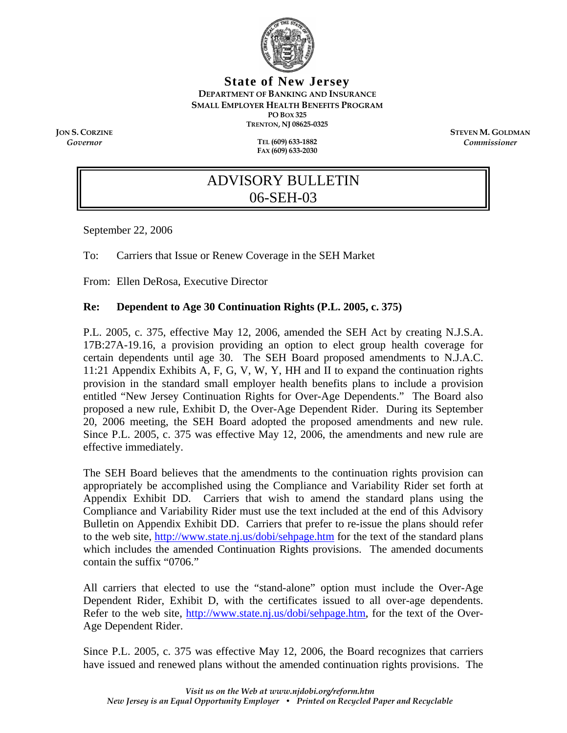# State of New Jersey

**DEPARTMENT OF BANKING AND INSURANCE**
**SMALL EMPLOYER HEALTH BENEFITS PROGRAM**
**PO BOX 325**
**TRENTON, NJ 08625-0325**

**JON S. CORZINE**
*Governor*

**TEL (609) 633-1882**
**FAX (609) 633-2030**

**STEVEN M. GOLDMAN**
*Commissioner*

## ADVISORY BULLETIN
## 06-SEH-03

September 22, 2006

To: Carriers that Issue or Renew Coverage in the SEH Market

From: Ellen DeRosa, Executive Director

**Re: Dependent to Age 30 Continuation Rights (P.L. 2005, c. 375)**

P.L. 2005, c. 375, effective May 12, 2006, amended the SEH Act by creating N.J.S.A. 17B:27A-19.16, a provision providing an option to elect group health coverage for certain dependents until age 30. The SEH Board proposed amendments to N.J.A.C. 11:21 Appendix Exhibits A, F, G, V, W, Y, HH and II to expand the continuation rights provision in the standard small employer health benefits plans to include a provision entitled "New Jersey Continuation Rights for Over-Age Dependents." The Board also proposed a new rule, Exhibit D, the Over-Age Dependent Rider. During its September 20, 2006 meeting, the SEH Board adopted the proposed amendments and new rule. Since P.L. 2005, c. 375 was effective May 12, 2006, the amendments and new rule are effective immediately.

The SEH Board believes that the amendments to the continuation rights provision can appropriately be accomplished using the Compliance and Variability Rider set forth at Appendix Exhibit DD. Carriers that wish to amend the standard plans using the Compliance and Variability Rider must use the text included at the end of this Advisory Bulletin on Appendix Exhibit DD. Carriers that prefer to re-issue the plans should refer to the web site, http://www.state.nj.us/dobi/sehpage.htm for the text of the standard plans which includes the amended Continuation Rights provisions. The amended documents contain the suffix "0706."

All carriers that elected to use the "stand-alone" option must include the Over-Age Dependent Rider, Exhibit D, with the certificates issued to all over-age dependents. Refer to the web site, http://www.state.nj.us/dobi/sehpage.htm, for the text of the Over-Age Dependent Rider.

Since P.L. 2005, c. 375 was effective May 12, 2006, the Board recognizes that carriers have issued and renewed plans without the amended continuation rights provisions. The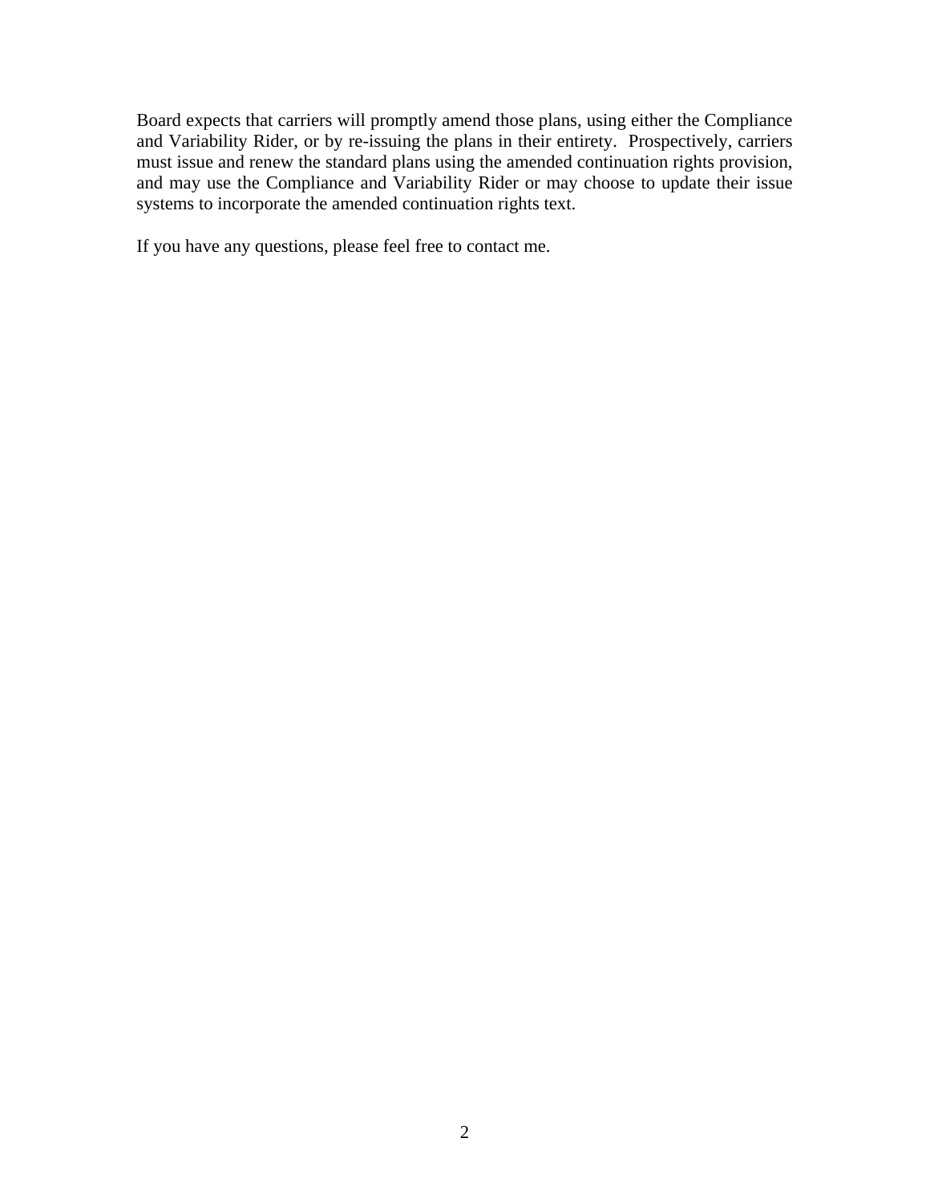Board expects that carriers will promptly amend those plans, using either the Compliance and Variability Rider, or by re-issuing the plans in their entirety. Prospectively, carriers must issue and renew the standard plans using the amended continuation rights provision, and may use the Compliance and Variability Rider or may choose to update their issue systems to incorporate the amended continuation rights text.

If you have any questions, please feel free to contact me.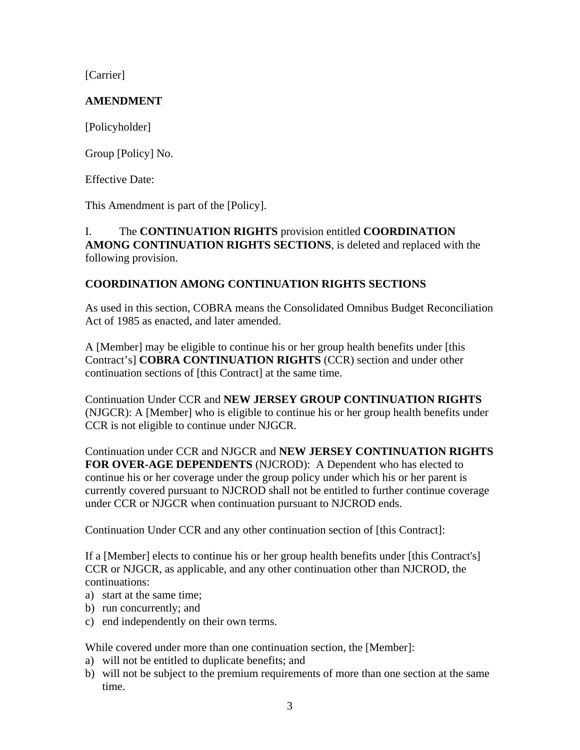[Carrier]

**AMENDMENT**

[Policyholder]

Group [Policy] No.

Effective Date:

This Amendment is part of the [Policy].

I. The **CONTINUATION RIGHTS** provision entitled **COORDINATION AMONG CONTINUATION RIGHTS SECTIONS**, is deleted and replaced with the following provision.

**COORDINATION AMONG CONTINUATION RIGHTS SECTIONS**

As used in this section, COBRA means the Consolidated Omnibus Budget Reconciliation Act of 1985 as enacted, and later amended.

A [Member] may be eligible to continue his or her group health benefits under [this Contract's] **COBRA CONTINUATION RIGHTS** (CCR) section and under other continuation sections of [this Contract] at the same time.

Continuation Under CCR and **NEW JERSEY GROUP CONTINUATION RIGHTS** (NJGCR): A [Member] who is eligible to continue his or her group health benefits under CCR is not eligible to continue under NJGCR.

Continuation under CCR and NJGCR and **NEW JERSEY CONTINUATION RIGHTS FOR OVER-AGE DEPENDENTS** (NJCROD): A Dependent who has elected to continue his or her coverage under the group policy under which his or her parent is currently covered pursuant to NJCROD shall not be entitled to further continue coverage under CCR or NJGCR when continuation pursuant to NJCROD ends.

Continuation Under CCR and any other continuation section of [this Contract]:

If a [Member] elects to continue his or her group health benefits under [this Contract's] CCR or NJGCR, as applicable, and any other continuation other than NJCROD, the continuations:

a) start at the same time;
b) run concurrently; and
c) end independently on their own terms.

While covered under more than one continuation section, the [Member]:

a) will not be entitled to duplicate benefits; and
b) will not be subject to the premium requirements of more than one section at the same time.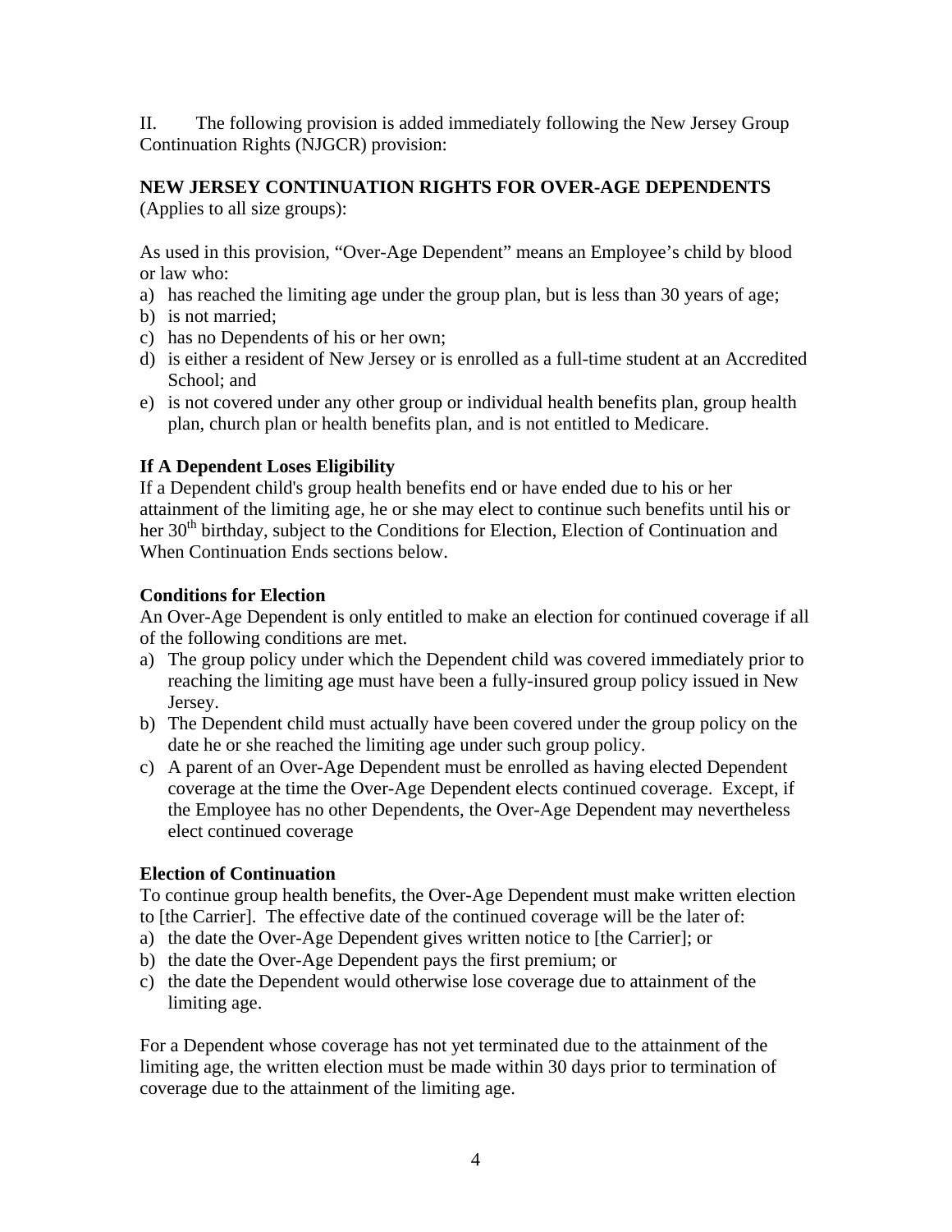II. The following provision is added immediately following the New Jersey Group Continuation Rights (NJGCR) provision:

**NEW JERSEY CONTINUATION RIGHTS FOR OVER-AGE DEPENDENTS**
(Applies to all size groups):

As used in this provision, "Over-Age Dependent" means an Employee's child by blood or law who:

a) has reached the limiting age under the group plan, but is less than 30 years of age;
b) is not married;
c) has no Dependents of his or her own;
d) is either a resident of New Jersey or is enrolled as a full-time student at an Accredited School; and
e) is not covered under any other group or individual health benefits plan, group health plan, church plan or health benefits plan, and is not entitled to Medicare.

**If A Dependent Loses Eligibility**
If a Dependent child's group health benefits end or have ended due to his or her attainment of the limiting age, he or she may elect to continue such benefits until his or her 30th birthday, subject to the Conditions for Election, Election of Continuation and When Continuation Ends sections below.

**Conditions for Election**
An Over-Age Dependent is only entitled to make an election for continued coverage if all of the following conditions are met.

a) The group policy under which the Dependent child was covered immediately prior to reaching the limiting age must have been a fully-insured group policy issued in New Jersey.
b) The Dependent child must actually have been covered under the group policy on the date he or she reached the limiting age under such group policy.
c) A parent of an Over-Age Dependent must be enrolled as having elected Dependent coverage at the time the Over-Age Dependent elects continued coverage. Except, if the Employee has no other Dependents, the Over-Age Dependent may nevertheless elect continued coverage

**Election of Continuation**
To continue group health benefits, the Over-Age Dependent must make written election to [the Carrier]. The effective date of the continued coverage will be the later of:

a) the date the Over-Age Dependent gives written notice to [the Carrier]; or
b) the date the Over-Age Dependent pays the first premium; or
c) the date the Dependent would otherwise lose coverage due to attainment of the limiting age.

For a Dependent whose coverage has not yet terminated due to the attainment of the limiting age, the written election must be made within 30 days prior to termination of coverage due to the attainment of the limiting age.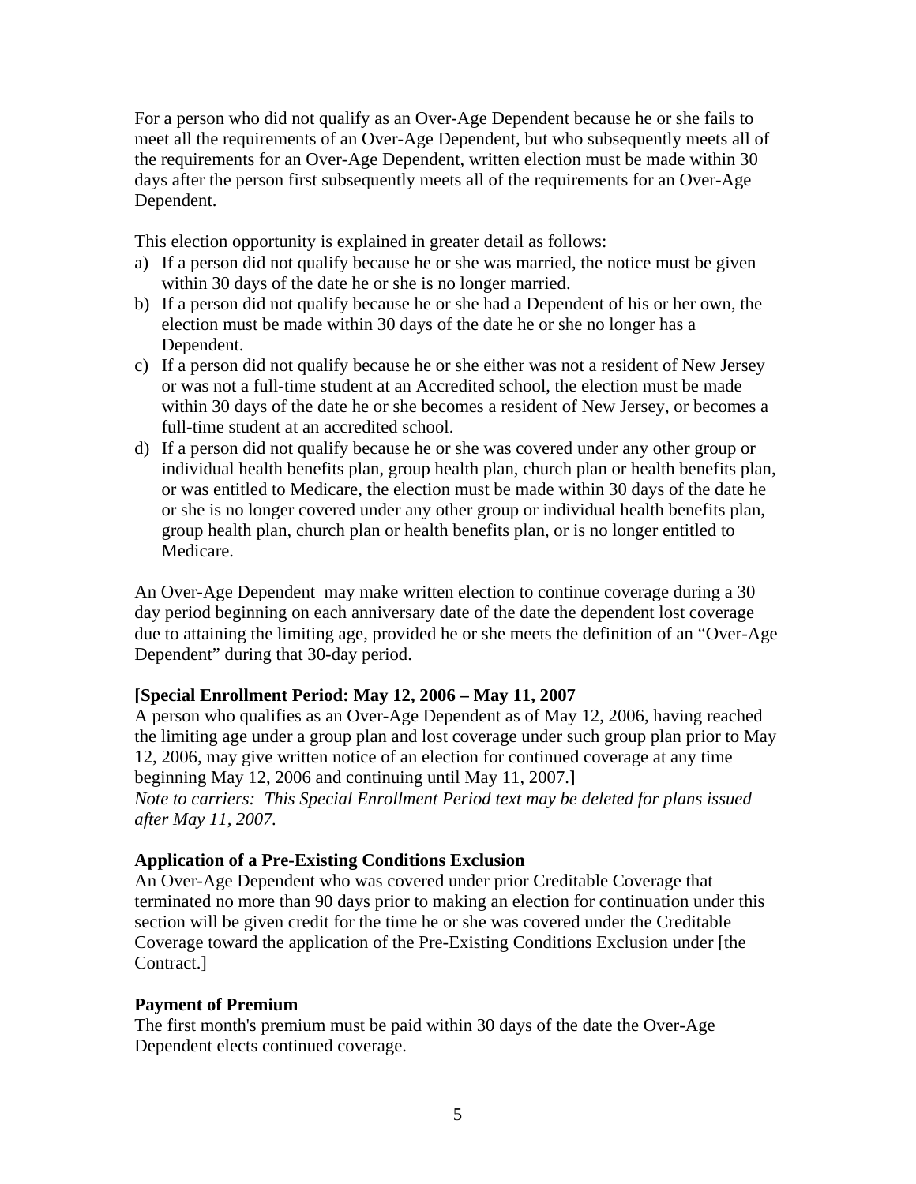For a person who did not qualify as an Over-Age Dependent because he or she fails to meet all the requirements of an Over-Age Dependent, but who subsequently meets all of the requirements for an Over-Age Dependent, written election must be made within 30 days after the person first subsequently meets all of the requirements for an Over-Age Dependent.

This election opportunity is explained in greater detail as follows:

a) If a person did not qualify because he or she was married, the notice must be given within 30 days of the date he or she is no longer married.
b) If a person did not qualify because he or she had a Dependent of his or her own, the election must be made within 30 days of the date he or she no longer has a Dependent.
c) If a person did not qualify because he or she either was not a resident of New Jersey or was not a full-time student at an Accredited school, the election must be made within 30 days of the date he or she becomes a resident of New Jersey, or becomes a full-time student at an accredited school.
d) If a person did not qualify because he or she was covered under any other group or individual health benefits plan, group health plan, church plan or health benefits plan, or was entitled to Medicare, the election must be made within 30 days of the date he or she is no longer covered under any other group or individual health benefits plan, group health plan, church plan or health benefits plan, or is no longer entitled to Medicare.

An Over-Age Dependent may make written election to continue coverage during a 30 day period beginning on each anniversary date of the date the dependent lost coverage due to attaining the limiting age, provided he or she meets the definition of an "Over-Age Dependent" during that 30-day period.

**[Special Enrollment Period: May 12, 2006 – May 11, 2007**

A person who qualifies as an Over-Age Dependent as of May 12, 2006, having reached the limiting age under a group plan and lost coverage under such group plan prior to May 12, 2006, may give written notice of an election for continued coverage at any time beginning May 12, 2006 and continuing until May 11, 2007.**]**

*Note to carriers: This Special Enrollment Period text may be deleted for plans issued after May 11, 2007.*

**Application of a Pre-Existing Conditions Exclusion**

An Over-Age Dependent who was covered under prior Creditable Coverage that terminated no more than 90 days prior to making an election for continuation under this section will be given credit for the time he or she was covered under the Creditable Coverage toward the application of the Pre-Existing Conditions Exclusion under [the Contract.]

**Payment of Premium**

The first month's premium must be paid within 30 days of the date the Over-Age Dependent elects continued coverage.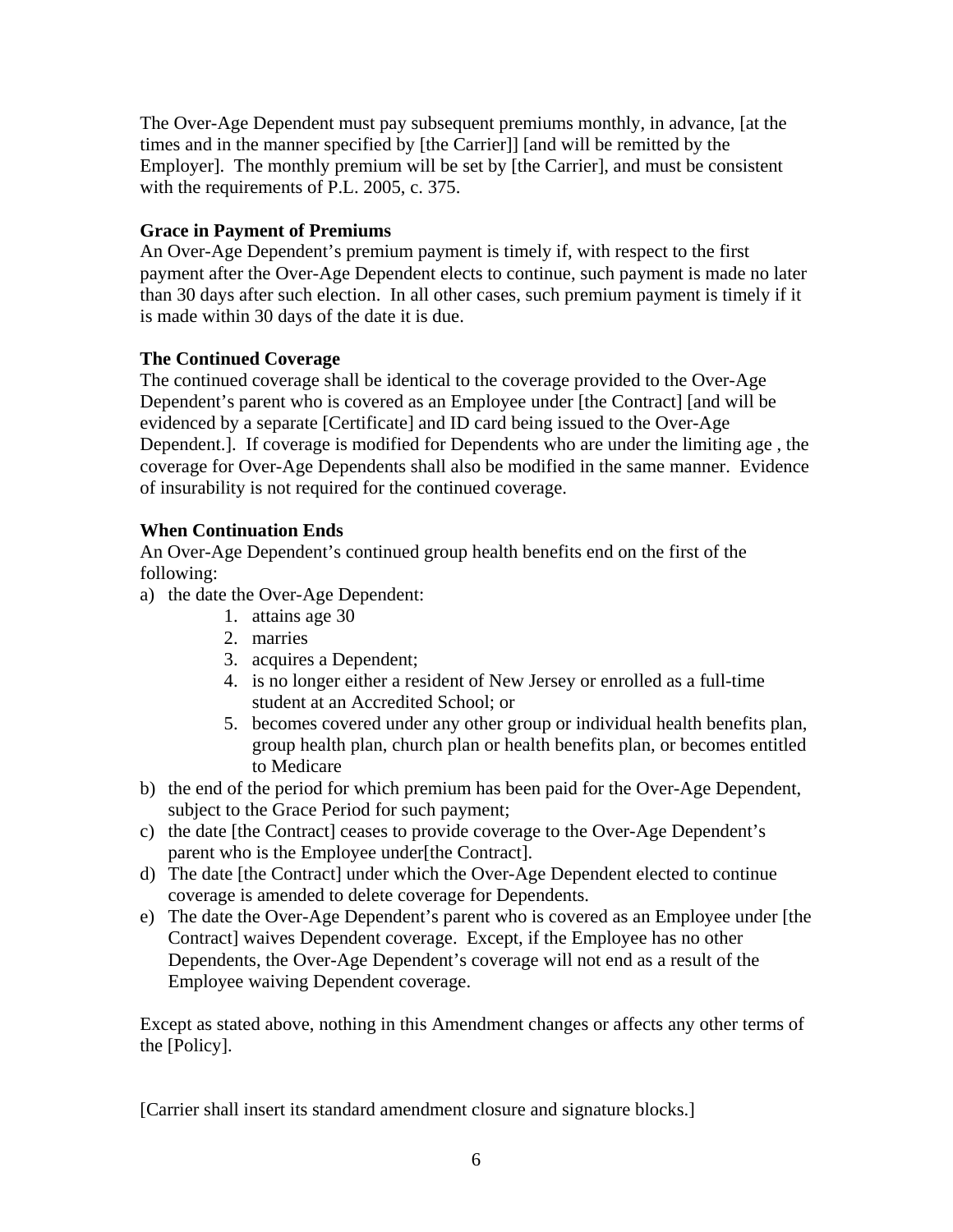The Over-Age Dependent must pay subsequent premiums monthly, in advance, [at the times and in the manner specified by [the Carrier]] [and will be remitted by the Employer]. The monthly premium will be set by [the Carrier], and must be consistent with the requirements of P.L. 2005, c. 375.

**Grace in Payment of Premiums**
An Over-Age Dependent's premium payment is timely if, with respect to the first payment after the Over-Age Dependent elects to continue, such payment is made no later than 30 days after such election. In all other cases, such premium payment is timely if it is made within 30 days of the date it is due.

**The Continued Coverage**
The continued coverage shall be identical to the coverage provided to the Over-Age Dependent's parent who is covered as an Employee under [the Contract] [and will be evidenced by a separate [Certificate] and ID card being issued to the Over-Age Dependent.]. If coverage is modified for Dependents who are under the limiting age , the coverage for Over-Age Dependents shall also be modified in the same manner. Evidence of insurability is not required for the continued coverage.

**When Continuation Ends**
An Over-Age Dependent's continued group health benefits end on the first of the following:

a) the date the Over-Age Dependent:
    1. attains age 30
    2. marries
    3. acquires a Dependent;
    4. is no longer either a resident of New Jersey or enrolled as a full-time student at an Accredited School; or
    5. becomes covered under any other group or individual health benefits plan, group health plan, church plan or health benefits plan, or becomes entitled to Medicare
b) the end of the period for which premium has been paid for the Over-Age Dependent, subject to the Grace Period for such payment;
c) the date [the Contract] ceases to provide coverage to the Over-Age Dependent's parent who is the Employee under[the Contract].
d) The date [the Contract] under which the Over-Age Dependent elected to continue coverage is amended to delete coverage for Dependents.
e) The date the Over-Age Dependent's parent who is covered as an Employee under [the Contract] waives Dependent coverage. Except, if the Employee has no other Dependents, the Over-Age Dependent's coverage will not end as a result of the Employee waiving Dependent coverage.

Except as stated above, nothing in this Amendment changes or affects any other terms of the [Policy].

[Carrier shall insert its standard amendment closure and signature blocks.]